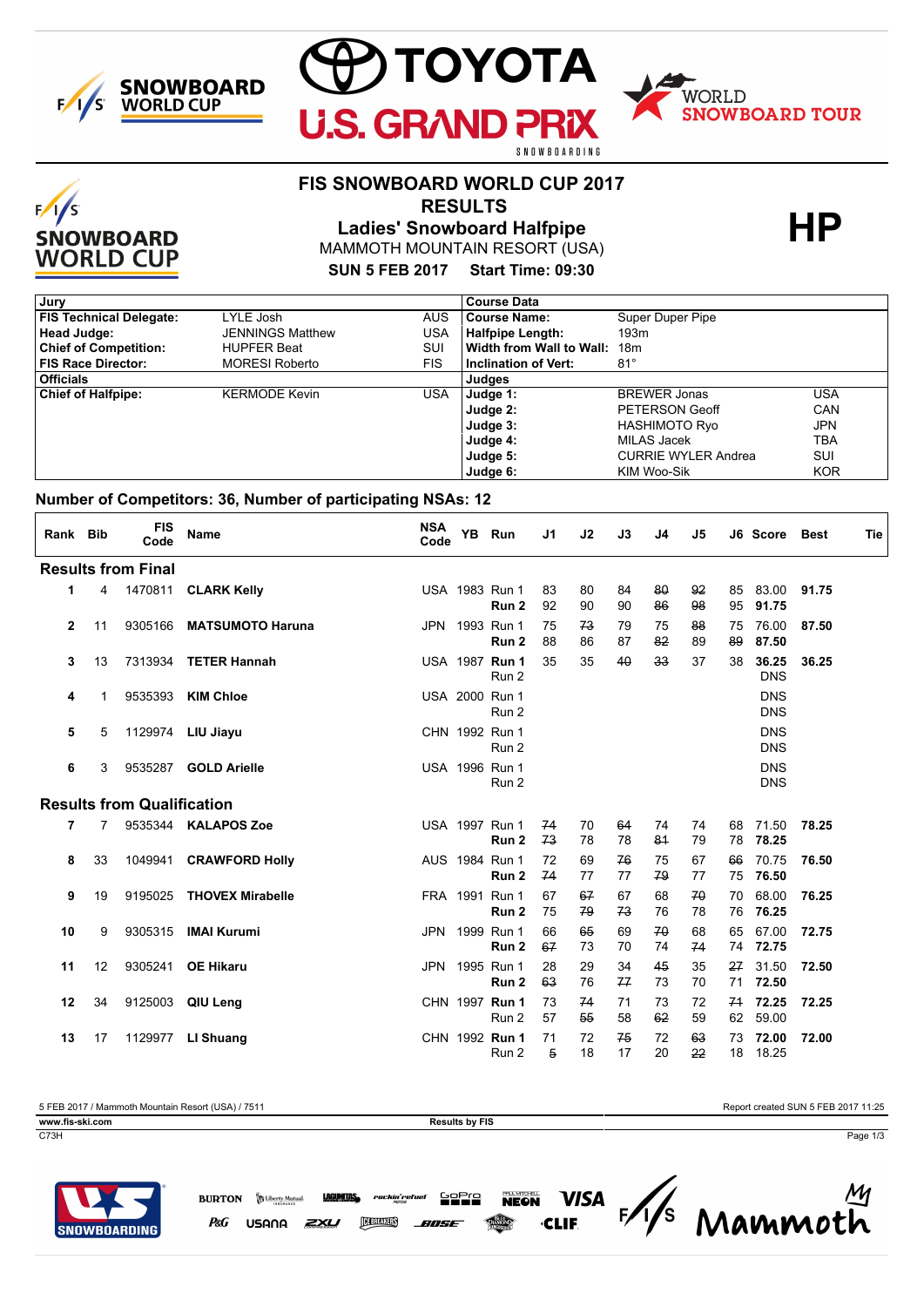# FIS SNOWBOARD WORLD CUP 2017

## RESULTS

## Ladies' Snowboard Halfpipe

MAMMOTH MOUNTAIN RESORT (USA)

**SUN 5 FEB 2017 Start Time: 09:30**

**HP**

| Jury | | | Course Data | | |
|---|---|---|---|---|---|
| **FIS Technical Delegate:** | LYLE Josh | AUS | **Course Name:** | Super Duper Pipe | |
| **Head Judge:** | JENNINGS Matthew | USA | **Halfpipe Length:** | 193m | |
| **Chief of Competition:** | HUPFER Beat | SUI | **Width from Wall to Wall:** | 18m | |
| **FIS Race Director:** | MORESI Roberto | FIS | **Inclination of Vert:** | 81° | |
| **Officials** | | | **Judges** | | |
| **Chief of Halfpipe:** | KERMODE Kevin | USA | **Judge 1:** | BREWER Jonas | USA |
| | | | **Judge 2:** | PETERSON Geoff | CAN |
| | | | **Judge 3:** | HASHIMOTO Ryo | JPN |
| | | | **Judge 4:** | MILAS Jacek | TBA |
| | | | **Judge 5:** | CURRIE WYLER Andrea | SUI |
| | | | **Judge 6:** | KIM Woo-Sik | KOR |

### Number of Competitors: 36, Number of participating NSAs: 12

| Rank | Bib | FIS Code | Name | NSA Code | YB | Run | J1 | J2 | J3 | J4 | J5 | J6 | Score | Best | Tie |
|---|---|---|---|---|---|---|---|---|---|---|---|---|---|---|---|
| **Results from Final** | | | | | | | | | | | | | | | |
| 1 | 4 | 1470811 | **CLARK Kelly** | USA | 1983 | Run 1 | 83 | 80 | 84 | ~~80~~ | ~~92~~ | 85 | 83.00 | **91.75** | |
| | | | | | | **Run 2** | 92 | 90 | 90 | ~~86~~ | ~~98~~ | 95 | **91.75** | | |
| 2 | 11 | 9305166 | **MATSUMOTO Haruna** | JPN | 1993 | Run 1 | 75 | ~~73~~ | 79 | 75 | ~~88~~ | 75 | 76.00 | **87.50** | |
| | | | | | | **Run 2** | 88 | 86 | 87 | ~~82~~ | 89 | ~~89~~ | **87.50** | | |
| 3 | 13 | 7313934 | **TETER Hannah** | USA | 1987 | **Run 1** | 35 | 35 | ~~40~~ | ~~33~~ | 37 | 38 | **36.25** | **36.25** | |
| | | | | | | Run 2 | | | | | | | DNS | | |
| 4 | 1 | 9535393 | **KIM Chloe** | USA | 2000 | Run 1 | | | | | | | DNS | | |
| | | | | | | Run 2 | | | | | | | DNS | | |
| 5 | 5 | 1129974 | **LIU Jiayu** | CHN | 1992 | Run 1 | | | | | | | DNS | | |
| | | | | | | Run 2 | | | | | | | DNS | | |
| 6 | 3 | 9535287 | **GOLD Arielle** | USA | 1996 | Run 1 | | | | | | | DNS | | |
| | | | | | | Run 2 | | | | | | | DNS | | |
| **Results from Qualification** | | | | | | | | | | | | | | | |
| 7 | 7 | 9535344 | **KALAPOS Zoe** | USA | 1997 | Run 1 | ~~74~~ | 70 | ~~64~~ | 74 | 74 | 68 | 71.50 | **78.25** | |
| | | | | | | **Run 2** | ~~73~~ | 78 | 78 | ~~81~~ | 79 | 78 | **78.25** | | |
| 8 | 33 | 1049941 | **CRAWFORD Holly** | AUS | 1984 | Run 1 | 72 | 69 | ~~76~~ | 75 | 67 | ~~66~~ | 70.75 | **76.50** | |
| | | | | | | **Run 2** | ~~74~~ | 77 | 77 | ~~79~~ | 77 | 75 | **76.50** | | |
| 9 | 19 | 9195025 | **THOVEX Mirabelle** | FRA | 1991 | Run 1 | 67 | ~~67~~ | 67 | 68 | ~~70~~ | 70 | 68.00 | **76.25** | |
| | | | | | | **Run 2** | 75 | ~~79~~ | ~~73~~ | 76 | 78 | 76 | **76.25** | | |
| 10 | 9 | 9305315 | **IMAI Kurumi** | JPN | 1999 | Run 1 | 66 | ~~65~~ | 69 | ~~70~~ | 68 | 65 | 67.00 | **72.75** | |
| | | | | | | **Run 2** | ~~67~~ | 73 | 70 | 74 | ~~74~~ | 74 | **72.75** | | |
| 11 | 12 | 9305241 | **OE Hikaru** | JPN | 1995 | Run 1 | 28 | 29 | 34 | ~~45~~ | 35 | ~~27~~ | 31.50 | **72.50** | |
| | | | | | | **Run 2** | ~~63~~ | 76 | ~~77~~ | 73 | 70 | 71 | **72.50** | | |
| 12 | 34 | 9125003 | **QIU Leng** | CHN | 1997 | **Run 1** | 73 | ~~74~~ | 71 | 73 | 72 | ~~71~~ | **72.25** | **72.25** | |
| | | | | | | Run 2 | 57 | ~~55~~ | 58 | ~~62~~ | 59 | 62 | 59.00 | | |
| 13 | 17 | 1129977 | **LI Shuang** | CHN | 1992 | **Run 1** | 71 | 72 | ~~75~~ | 72 | ~~63~~ | 73 | **72.00** | **72.00** | |
| | | | | | | Run 2 | ~~5~~ | 18 | 17 | 20 | ~~22~~ | 18 | 18.25 | | |

5 FEB 2017 / Mammoth Mountain Resort (USA) / 7511

Report created SUN 5 FEB 2017 11:25

www.fis-ski.com

Results by FIS

C73H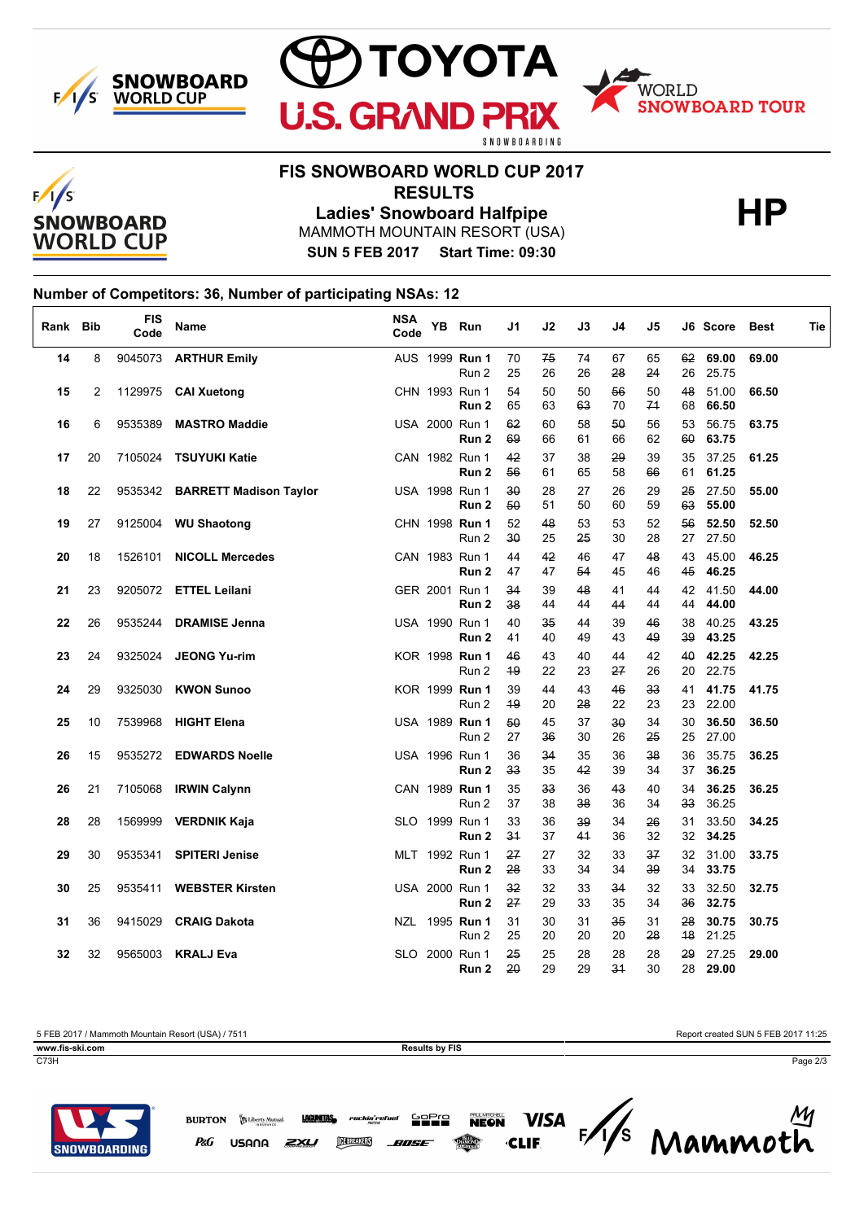# FIS SNOWBOARD WORLD CUP 2017

## RESULTS

### Ladies' Snowboard Halfpipe

**HP**

MAMMOTH MOUNTAIN RESORT (USA)

**SUN 5 FEB 2017 Start Time: 09:30**

### Number of Competitors: 36, Number of participating NSAs: 12

| Rank | Bib | FIS Code | Name | NSA Code | YB | Run | J1 | J2 | J3 | J4 | J5 | J6 | Score | Best | Tie |
|---|---|---|---|---|---|---|---|---|---|---|---|---|---|---|---|
| 14 | 8 | 9045073 | **ARTHUR Emily** | AUS | 1999 | **Run 1** | 70 | ~~75~~ | 74 | 67 | 65 | ~~62~~ | **69.00** | **69.00** | |
| | | | | | | Run 2 | 25 | 26 | 26 | ~~28~~ | ~~24~~ | 26 | 25.75 | | |
| 15 | 2 | 1129975 | **CAI Xuetong** | CHN | 1993 | Run 1 | 54 | 50 | 50 | ~~56~~ | 50 | ~~48~~ | 51.00 | **66.50** | |
| | | | | | | **Run 2** | 65 | 63 | ~~63~~ | 70 | ~~71~~ | 68 | **66.50** | | |
| 16 | 6 | 9535389 | **MASTRO Maddie** | USA | 2000 | Run 1 | ~~62~~ | 60 | 58 | ~~50~~ | 56 | 53 | 56.75 | **63.75** | |
| | | | | | | **Run 2** | ~~69~~ | 66 | 61 | 66 | 62 | ~~60~~ | **63.75** | | |
| 17 | 20 | 7105024 | **TSUYUKI Katie** | CAN | 1982 | Run 1 | ~~42~~ | 37 | 38 | ~~29~~ | 39 | 35 | 37.25 | **61.25** | |
| | | | | | | **Run 2** | ~~56~~ | 61 | 65 | 58 | ~~66~~ | 61 | **61.25** | | |
| 18 | 22 | 9535342 | **BARRETT Madison Taylor** | USA | 1998 | Run 1 | ~~30~~ | 28 | 27 | 26 | 29 | ~~25~~ | 27.50 | **55.00** | |
| | | | | | | **Run 2** | ~~50~~ | 51 | 50 | 60 | 59 | ~~63~~ | **55.00** | | |
| 19 | 27 | 9125004 | **WU Shaotong** | CHN | 1998 | **Run 1** | 52 | ~~48~~ | 53 | 53 | 52 | ~~56~~ | **52.50** | **52.50** | |
| | | | | | | Run 2 | ~~30~~ | 25 | ~~25~~ | 30 | 28 | 27 | 27.50 | | |
| 20 | 18 | 1526101 | **NICOLL Mercedes** | CAN | 1983 | Run 1 | 44 | ~~42~~ | 46 | 47 | ~~48~~ | 43 | 45.00 | **46.25** | |
| | | | | | | **Run 2** | 47 | 47 | ~~54~~ | 45 | 46 | ~~45~~ | **46.25** | | |
| 21 | 23 | 9205072 | **ETTEL Leilani** | GER | 2001 | Run 1 | ~~34~~ | 39 | ~~48~~ | 41 | 44 | 42 | 41.50 | **44.00** | |
| | | | | | | **Run 2** | ~~38~~ | 44 | 44 | ~~44~~ | 44 | 44 | **44.00** | | |
| 22 | 26 | 9535244 | **DRAMISE Jenna** | USA | 1990 | Run 1 | 40 | ~~35~~ | 44 | 39 | ~~46~~ | 38 | 40.25 | **43.25** | |
| | | | | | | **Run 2** | 41 | 40 | 49 | 43 | ~~49~~ | ~~39~~ | **43.25** | | |
| 23 | 24 | 9325024 | **JEONG Yu-rim** | KOR | 1998 | **Run 1** | ~~46~~ | 43 | 40 | 44 | 42 | ~~40~~ | **42.25** | **42.25** | |
| | | | | | | Run 2 | ~~19~~ | 22 | 23 | ~~27~~ | 26 | 20 | 22.75 | | |
| 24 | 29 | 9325030 | **KWON Sunoo** | KOR | 1999 | **Run 1** | 39 | 44 | 43 | ~~46~~ | ~~33~~ | 41 | **41.75** | **41.75** | |
| | | | | | | Run 2 | ~~19~~ | 20 | ~~28~~ | 22 | 23 | 23 | 22.00 | | |
| 25 | 10 | 7539968 | **HIGHT Elena** | USA | 1989 | **Run 1** | ~~50~~ | 45 | 37 | ~~30~~ | 34 | 30 | **36.50** | **36.50** | |
| | | | | | | Run 2 | 27 | ~~36~~ | 30 | 26 | ~~25~~ | 25 | 27.00 | | |
| 26 | 15 | 9535272 | **EDWARDS Noelle** | USA | 1996 | Run 1 | 36 | ~~34~~ | 35 | 36 | ~~38~~ | 36 | 35.75 | **36.25** | |
| | | | | | | **Run 2** | ~~33~~ | 35 | ~~42~~ | 39 | 34 | 37 | **36.25** | | |
| 26 | 21 | 7105068 | **IRWIN Calynn** | CAN | 1989 | **Run 1** | 35 | ~~33~~ | 36 | ~~43~~ | 40 | 34 | **36.25** | **36.25** | |
| | | | | | | Run 2 | 37 | 38 | ~~38~~ | 36 | 34 | ~~33~~ | 36.25 | | |
| 28 | 28 | 1569999 | **VERDNIK Kaja** | SLO | 1999 | Run 1 | 33 | 36 | ~~39~~ | 34 | ~~26~~ | 31 | 33.50 | **34.25** | |
| | | | | | | **Run 2** | ~~31~~ | 37 | ~~41~~ | 36 | 32 | 32 | **34.25** | | |
| 29 | 30 | 9535341 | **SPITERI Jenise** | MLT | 1992 | Run 1 | ~~27~~ | 27 | 32 | 33 | ~~37~~ | 32 | 31.00 | **33.75** | |
| | | | | | | **Run 2** | ~~28~~ | 33 | 34 | 34 | ~~39~~ | 34 | **33.75** | | |
| 30 | 25 | 9535411 | **WEBSTER Kirsten** | USA | 2000 | Run 1 | ~~32~~ | 32 | 33 | ~~34~~ | 32 | 33 | 32.50 | **32.75** | |
| | | | | | | **Run 2** | ~~27~~ | 29 | 33 | 35 | 34 | ~~36~~ | **32.75** | | |
| 31 | 36 | 9415029 | **CRAIG Dakota** | NZL | 1995 | **Run 1** | 31 | 30 | 31 | ~~35~~ | 31 | ~~28~~ | **30.75** | **30.75** | |
| | | | | | | Run 2 | 25 | 20 | 20 | 20 | ~~28~~ | ~~18~~ | 21.25 | | |
| 32 | 32 | 9565003 | **KRALJ Eva** | SLO | 2000 | Run 1 | ~~25~~ | 25 | 28 | 28 | 28 | ~~29~~ | 27.25 | **29.00** | |
| | | | | | | **Run 2** | ~~20~~ | 29 | 29 | ~~31~~ | 30 | 28 | **29.00** | | |

5 FEB 2017 / Mammoth Mountain Resort (USA) / 7511

Report created SUN 5 FEB 2017 11:25

**www.fis-ski.com**

**Results by FIS**

C73H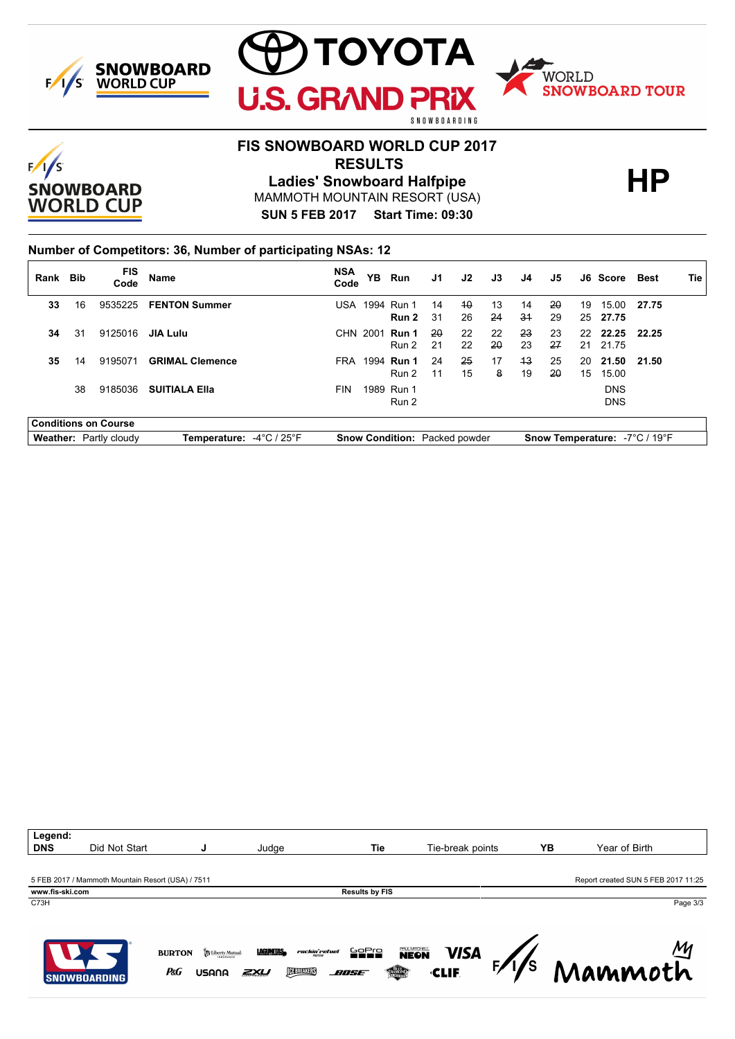# FIS SNOWBOARD WORLD CUP 2017

## RESULTS

### Ladies' Snowboard Halfpipe

MAMMOTH MOUNTAIN RESORT (USA)

**SUN 5 FEB 2017 Start Time: 09:30**

**HP**

**Number of Competitors: 36, Number of participating NSAs: 12**

| Rank | Bib | FIS Code | Name | NSA Code | YB | Run | J1 | J2 | J3 | J4 | J5 | J6 | Score | Best | Tie |
|---|---|---|---|---|---|---|---|---|---|---|---|---|---|---|---|
| **33** | 16 | 9535225 | **FENTON Summer** | USA | 1994 | Run 1 | 14 | ~~10~~ | 13 | 14 | ~~20~~ | 19 | 15.00 | **27.75** | |
| | | | | | | **Run 2** | 31 | 26 | ~~24~~ | ~~31~~ | 29 | 25 | **27.75** | | |
| **34** | 31 | 9125016 | **JIA Lulu** | CHN | 2001 | **Run 1** | ~~20~~ | 22 | 22 | ~~23~~ | 23 | 22 | **22.25** | **22.25** | |
| | | | | | | Run 2 | 21 | 22 | ~~20~~ | 23 | ~~27~~ | 21 | 21.75 | | |
| **35** | 14 | 9195071 | **GRIMAL Clemence** | FRA | 1994 | **Run 1** | 24 | ~~25~~ | 17 | ~~13~~ | 25 | 20 | **21.50** | **21.50** | |
| | | | | | | Run 2 | 11 | 15 | ~~8~~ | 19 | ~~20~~ | 15 | 15.00 | | |
| | 38 | 9185036 | **SUITIALA Ella** | FIN | 1989 | Run 1 | | | | | | | DNS | | |
| | | | | | | Run 2 | | | | | | | DNS | | |

**Conditions on Course**

**Weather:** Partly cloudy **Temperature:** -4°C / 25°F **Snow Condition:** Packed powder **Snow Temperature:** -7°C / 19°F

**Legend:**

| | | | | | | | |
|---|---|---|---|---|---|---|---|
| **DNS** | Did Not Start | **J** | Judge | **Tie** | Tie-break points | **YB** | Year of Birth |